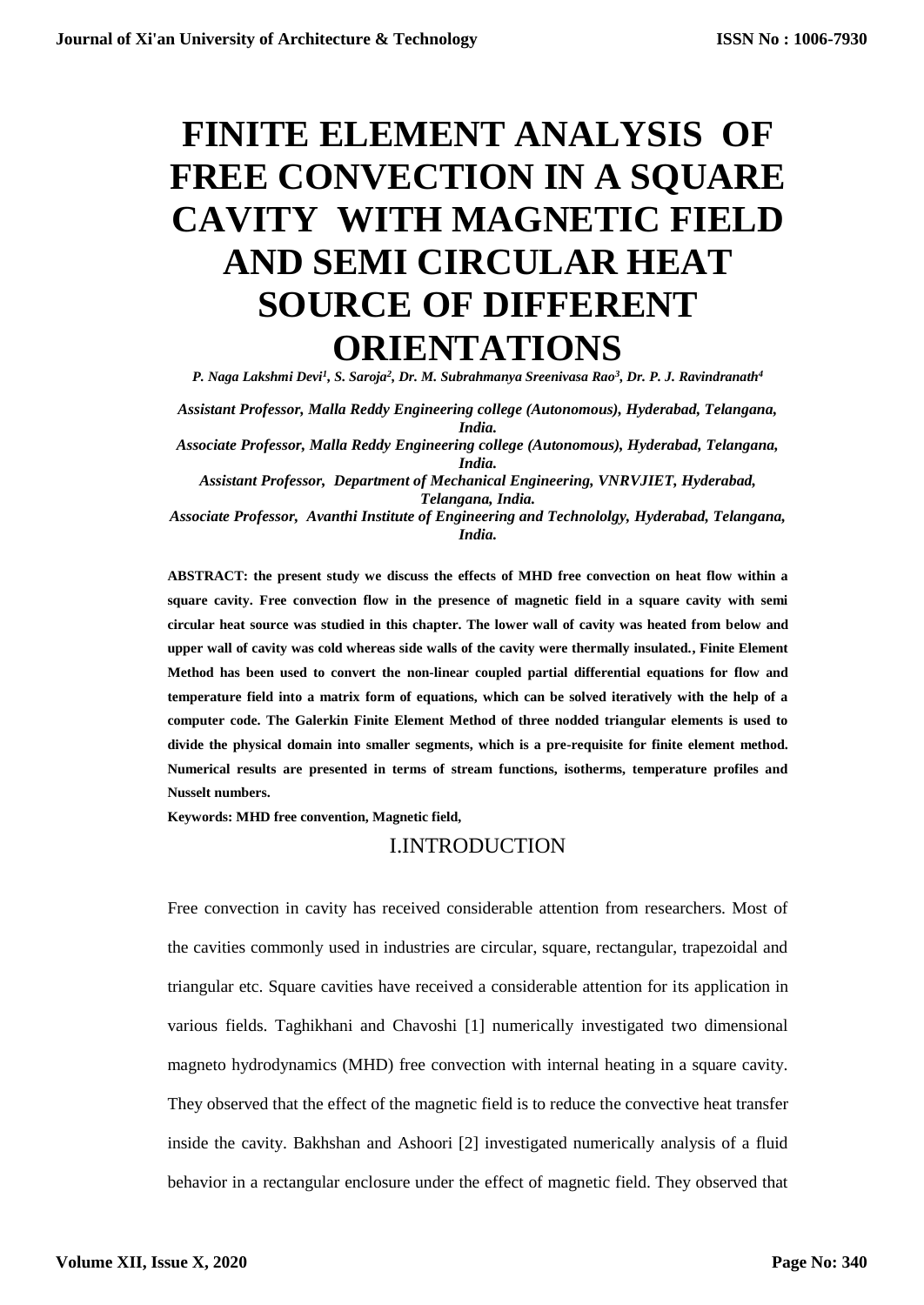# FINITE ELEMENT ANALYSIS OF FREE CONVECTION IN A SQUARE CAVITY WITH MAGNETIC FIELD AND SEMI CIRCULAR HEAT SOURCE OF DIFFERENT ORIENTATIONS

***P. Naga Lakshmi Devi[1], S. Saroja[2], Dr. M. Subrahmanya Sreenivasa Rao[3], Dr. P. J. Ravindranath[4]***

***Assistant Professor, Malla Reddy Engineering college (Autonomous), Hyderabad, Telangana, India.***
***Associate Professor, Malla Reddy Engineering college (Autonomous), Hyderabad, Telangana, India.***
***Assistant Professor, Department of Mechanical Engineering, VNRVJIET, Hyderabad, Telangana, India.***
***Associate Professor, Avanthi Institute of Engineering and Technololgy, Hyderabad, Telangana, India.***

**ABSTRACT: the present study we discuss the effects of MHD free convection on heat flow within a square cavity. Free convection flow in the presence of magnetic field in a square cavity with semi circular heat source was studied in this chapter. The lower wall of cavity was heated from below and upper wall of cavity was cold whereas side walls of the cavity were thermally insulated., Finite Element Method has been used to convert the non-linear coupled partial differential equations for flow and temperature field into a matrix form of equations, which can be solved iteratively with the help of a computer code. The Galerkin Finite Element Method of three nodded triangular elements is used to divide the physical domain into smaller segments, which is a pre-requisite for finite element method. Numerical results are presented in terms of stream functions, isotherms, temperature profiles and Nusselt numbers.**

**Keywords: MHD free convention, Magnetic field,**

## I.INTRODUCTION

Free convection in cavity has received considerable attention from researchers. Most of the cavities commonly used in industries are circular, square, rectangular, trapezoidal and triangular etc. Square cavities have received a considerable attention for its application in various fields. Taghikhani and Chavoshi [1] numerically investigated two dimensional magneto hydrodynamics (MHD) free convection with internal heating in a square cavity. They observed that the effect of the magnetic field is to reduce the convective heat transfer inside the cavity. Bakhshan and Ashoori [2] investigated numerically analysis of a fluid behavior in a rectangular enclosure under the effect of magnetic field. They observed that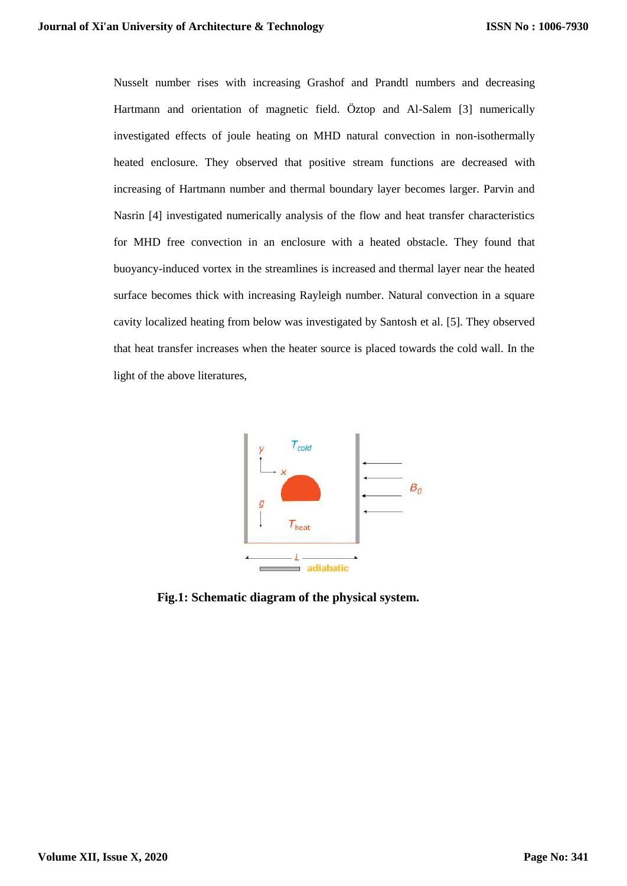Nusselt number rises with increasing Grashof and Prandtl numbers and decreasing Hartmann and orientation of magnetic field. Öztop and Al-Salem [3] numerically investigated effects of joule heating on MHD natural convection in non-isothermally heated enclosure. They observed that positive stream functions are decreased with increasing of Hartmann number and thermal boundary layer becomes larger. Parvin and Nasrin [4] investigated numerically analysis of the flow and heat transfer characteristics for MHD free convection in an enclosure with a heated obstacle. They found that buoyancy-induced vortex in the streamlines is increased and thermal layer near the heated surface becomes thick with increasing Rayleigh number. Natural convection in a square cavity localized heating from below was investigated by Santosh et al. [5]. They observed that heat transfer increases when the heater source is placed towards the cold wall. In the light of the above literatures,

**Fig.1: Schematic diagram of the physical system.**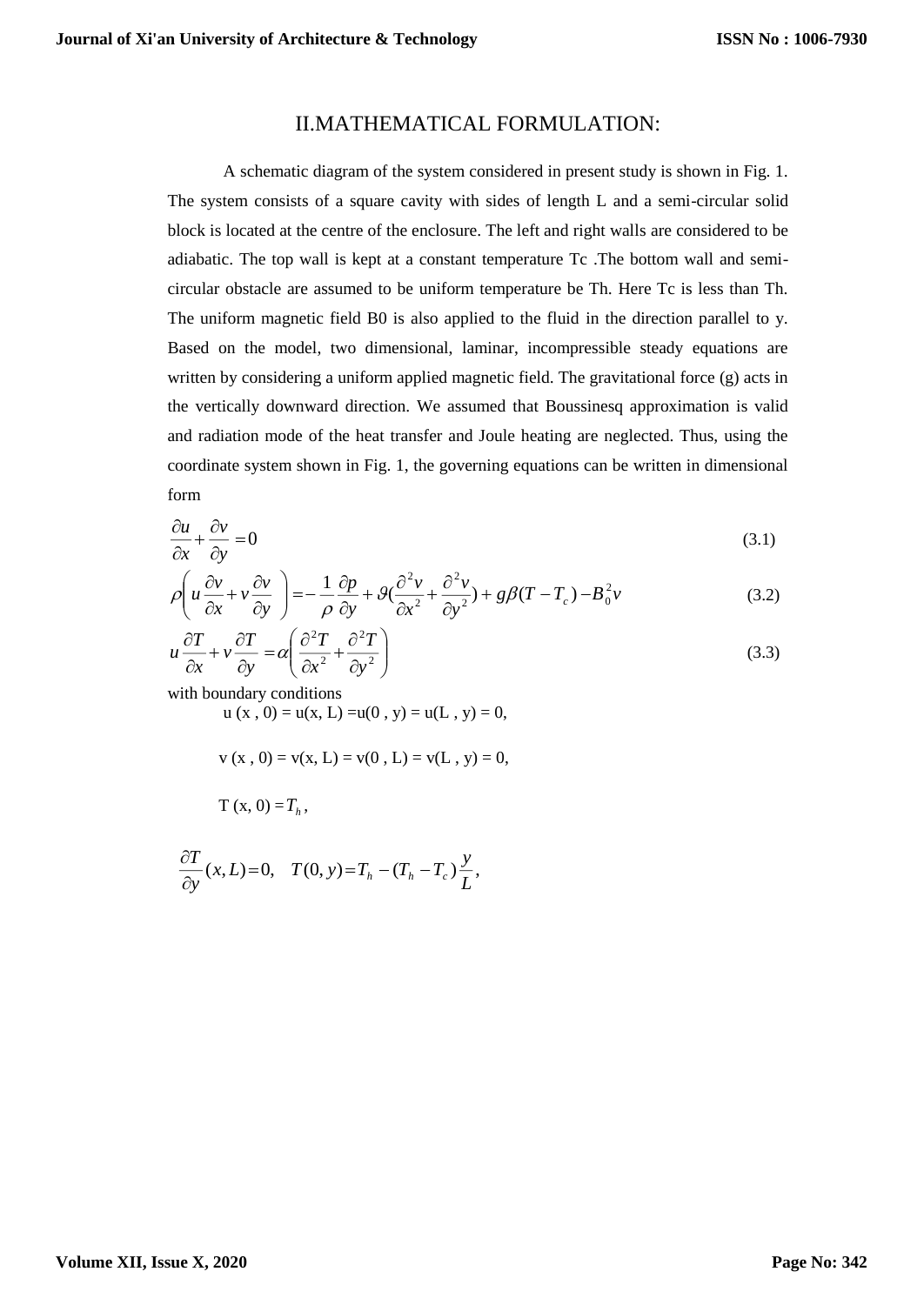## II.MATHEMATICAL FORMULATION:

A schematic diagram of the system considered in present study is shown in Fig. 1. The system consists of a square cavity with sides of length L and a semi-circular solid block is located at the centre of the enclosure. The left and right walls are considered to be adiabatic. The top wall is kept at a constant temperature Tc .The bottom wall and semi-circular obstacle are assumed to be uniform temperature be Th. Here Tc is less than Th. The uniform magnetic field B0 is also applied to the fluid in the direction parallel to y. Based on the model, two dimensional, laminar, incompressible steady equations are written by considering a uniform applied magnetic field. The gravitational force (g) acts in the vertically downward direction. We assumed that Boussinesq approximation is valid and radiation mode of the heat transfer and Joule heating are neglected. Thus, using the coordinate system shown in Fig. 1, the governing equations can be written in dimensional form

$$\frac{\partial u}{\partial x}+\frac{\partial v}{\partial y}=0 \tag{3.1}$$

$$\rho\left(u\frac{\partial v}{\partial x}+v\frac{\partial v}{\partial y}\right)=-\frac{1}{\rho}\frac{\partial p}{\partial y}+\vartheta\left(\frac{\partial^2 v}{\partial x^2}+\frac{\partial^2 v}{\partial y^2}\right)+g\beta(T-T_c)-B_0^2 v \tag{3.2}$$

$$u\frac{\partial T}{\partial x}+v\frac{\partial T}{\partial y}=\alpha\left(\frac{\partial^2 T}{\partial x^2}+\frac{\partial^2 T}{\partial y^2}\right) \tag{3.3}$$

with boundary conditions

$u(x,0) = u(x,L) = u(0,y) = u(L,y) = 0,$

$v(x,0) = v(x,L) = v(0,L) = v(L,y) = 0,$

$T(x,0) = T_h,$

$$\frac{\partial T}{\partial y}(x,L)=0, \quad T(0,y)=T_h-(T_h-T_c)\frac{y}{L},$$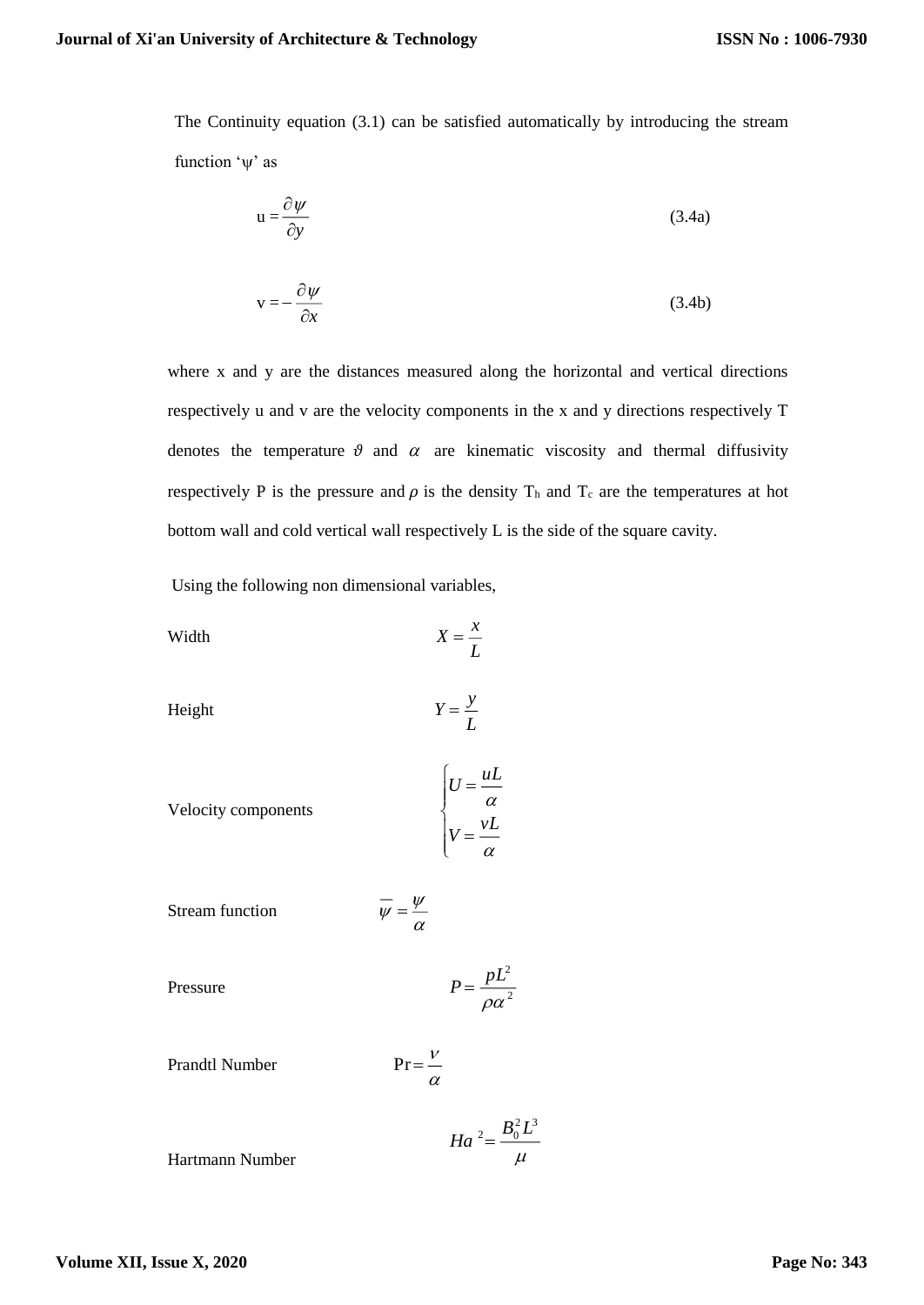The Continuity equation (3.1) can be satisfied automatically by introducing the stream function 'ψ' as

$$u = \frac{\partial \psi}{\partial y} \tag{3.4a}$$

$$v = -\frac{\partial \psi}{\partial x} \tag{3.4b}$$

where x and y are the distances measured along the horizontal and vertical directions respectively u and v are the velocity components in the x and y directions respectively T denotes the temperature $\vartheta$ and $\alpha$ are kinematic viscosity and thermal diffusivity respectively P is the pressure and $\rho$ is the density $T_h$ and $T_c$ are the temperatures at hot bottom wall and cold vertical wall respectively L is the side of the square cavity.

Using the following non dimensional variables,

Width $$X = \frac{x}{L}$$

Height $$Y = \frac{y}{L}$$

Velocity components $$\begin{cases} U = \dfrac{uL}{\alpha} \\ V = \dfrac{vL}{\alpha} \end{cases}$$

Stream function $$\overline{\psi} = \frac{\psi}{\alpha}$$

Pressure $$P = \frac{pL^2}{\rho \alpha^2}$$

Prandtl Number $$\Pr = \frac{\nu}{\alpha}$$

Hartmann Number $$Ha^2 = \frac{B_0^2 L^3}{\mu}$$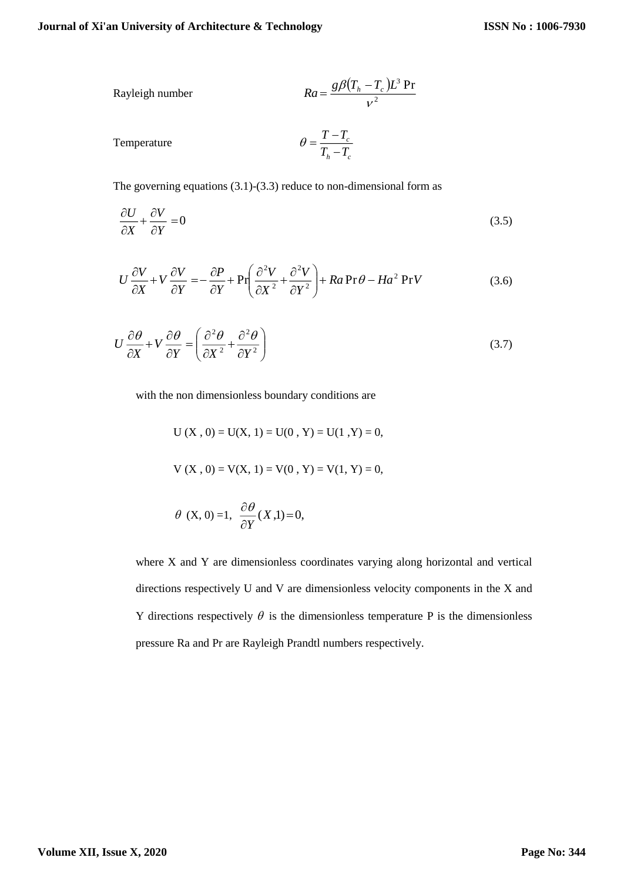Rayleigh number $$Ra = \frac{g\beta(T_h - T_c)L^3 \Pr}{\nu^2}$$

Temperature $$\theta = \frac{T - T_c}{T_h - T_c}$$

The governing equations (3.1)-(3.3) reduce to non-dimensional form as

$$\frac{\partial U}{\partial X} + \frac{\partial V}{\partial Y} = 0 \tag{3.5}$$

$$U\frac{\partial V}{\partial X} + V\frac{\partial V}{\partial Y} = -\frac{\partial P}{\partial Y} + \Pr\left(\frac{\partial^2 V}{\partial X^2} + \frac{\partial^2 V}{\partial Y^2}\right) + Ra\Pr\theta - Ha^2 \Pr V \tag{3.6}$$

$$U\frac{\partial \theta}{\partial X} + V\frac{\partial \theta}{\partial Y} = \left(\frac{\partial^2 \theta}{\partial X^2} + \frac{\partial^2 \theta}{\partial Y^2}\right) \tag{3.7}$$

with the non dimensionless boundary conditions are

$U(X, 0) = U(X, 1) = U(0, Y) = U(1, Y) = 0,$

$V(X, 0) = V(X, 1) = V(0, Y) = V(1, Y) = 0,$

$\theta(X, 0) = 1, \ \frac{\partial \theta}{\partial Y}(X, 1) = 0,$

where X and Y are dimensionless coordinates varying along horizontal and vertical directions respectively U and V are dimensionless velocity components in the X and Y directions respectively $\theta$ is the dimensionless temperature P is the dimensionless pressure Ra and Pr are Rayleigh Prandtl numbers respectively.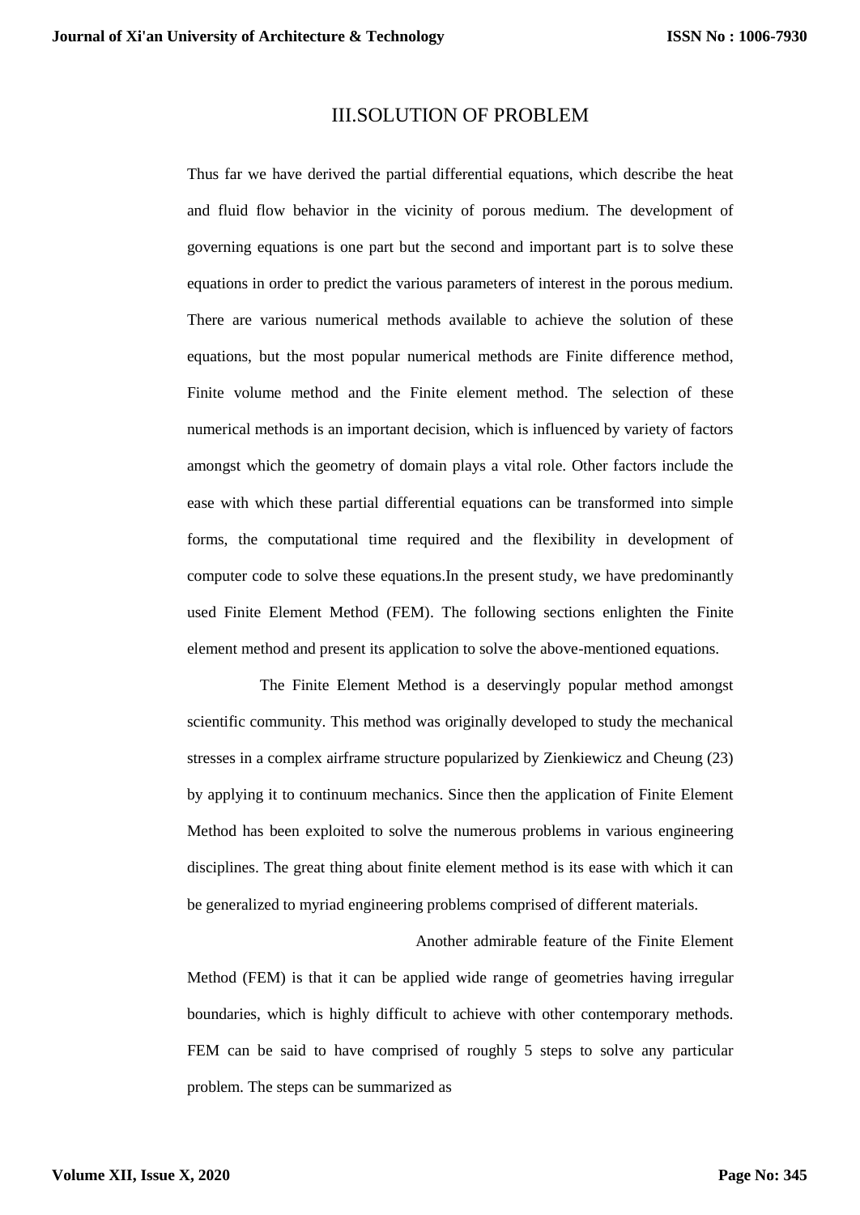# III.SOLUTION OF PROBLEM

Thus far we have derived the partial differential equations, which describe the heat and fluid flow behavior in the vicinity of porous medium. The development of governing equations is one part but the second and important part is to solve these equations in order to predict the various parameters of interest in the porous medium. There are various numerical methods available to achieve the solution of these equations, but the most popular numerical methods are Finite difference method, Finite volume method and the Finite element method. The selection of these numerical methods is an important decision, which is influenced by variety of factors amongst which the geometry of domain plays a vital role. Other factors include the ease with which these partial differential equations can be transformed into simple forms, the computational time required and the flexibility in development of computer code to solve these equations.In the present study, we have predominantly used Finite Element Method (FEM). The following sections enlighten the Finite element method and present its application to solve the above-mentioned equations.

The Finite Element Method is a deservingly popular method amongst scientific community. This method was originally developed to study the mechanical stresses in a complex airframe structure popularized by Zienkiewicz and Cheung (23) by applying it to continuum mechanics. Since then the application of Finite Element Method has been exploited to solve the numerous problems in various engineering disciplines. The great thing about finite element method is its ease with which it can be generalized to myriad engineering problems comprised of different materials.

Another admirable feature of the Finite Element Method (FEM) is that it can be applied wide range of geometries having irregular boundaries, which is highly difficult to achieve with other contemporary methods. FEM can be said to have comprised of roughly 5 steps to solve any particular problem. The steps can be summarized as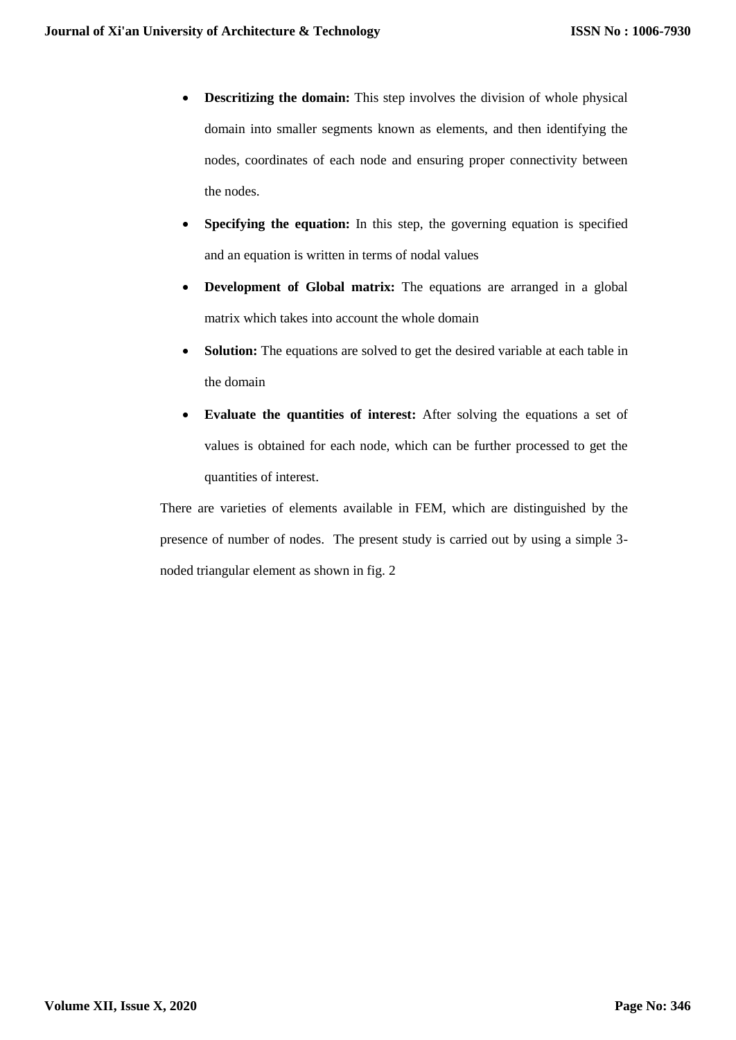- **Descritizing the domain:** This step involves the division of whole physical domain into smaller segments known as elements, and then identifying the nodes, coordinates of each node and ensuring proper connectivity between the nodes.
- **Specifying the equation:** In this step, the governing equation is specified and an equation is written in terms of nodal values
- **Development of Global matrix:** The equations are arranged in a global matrix which takes into account the whole domain
- **Solution:** The equations are solved to get the desired variable at each table in the domain
- **Evaluate the quantities of interest:** After solving the equations a set of values is obtained for each node, which can be further processed to get the quantities of interest.

There are varieties of elements available in FEM, which are distinguished by the presence of number of nodes. The present study is carried out by using a simple 3-noded triangular element as shown in fig. 2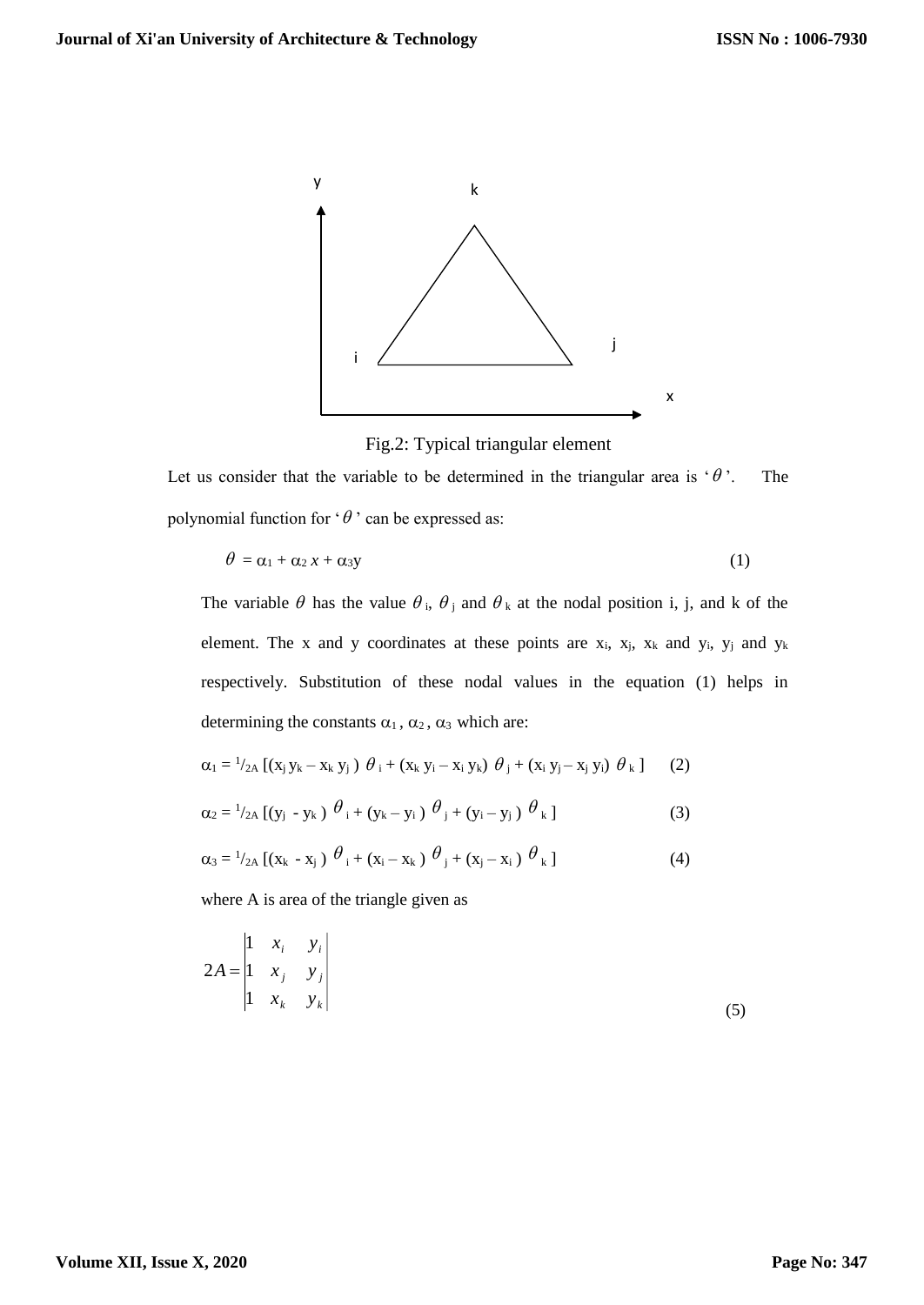Fig.2: Typical triangular element

Let us consider that the variable to be determined in the triangular area is '$\theta$'. The polynomial function for '$\theta$' can be expressed as:

$$\theta = \alpha_1 + \alpha_2 x + \alpha_3 y \tag{1}$$

The variable $\theta$ has the value $\theta_i$, $\theta_j$ and $\theta_k$ at the nodal position i, j, and k of the element. The x and y coordinates at these points are $x_i$, $x_j$, $x_k$ and $y_i$, $y_j$ and $y_k$ respectively. Substitution of these nodal values in the equation (1) helps in determining the constants $\alpha_1$, $\alpha_2$, $\alpha_3$ which are:

$$\alpha_1 = \frac{1}{2A}\left[(x_j y_k - x_k y_j)\,\theta_i + (x_k y_i - x_i y_k)\,\theta_j + (x_i y_j - x_j y_i)\,\theta_k\right] \tag{2}$$

$$\alpha_2 = \frac{1}{2A}\left[(y_j - y_k)\,\theta_i + (y_k - y_i)\,\theta_j + (y_i - y_j)\,\theta_k\right] \tag{3}$$

$$\alpha_3 = \frac{1}{2A}\left[(x_k - x_j)\,\theta_i + (x_i - x_k)\,\theta_j + (x_j - x_i)\,\theta_k\right] \tag{4}$$

where A is area of the triangle given as

$$2A = \begin{vmatrix} 1 & x_i & y_i \\ 1 & x_j & y_j \\ 1 & x_k & y_k \end{vmatrix} \tag{5}$$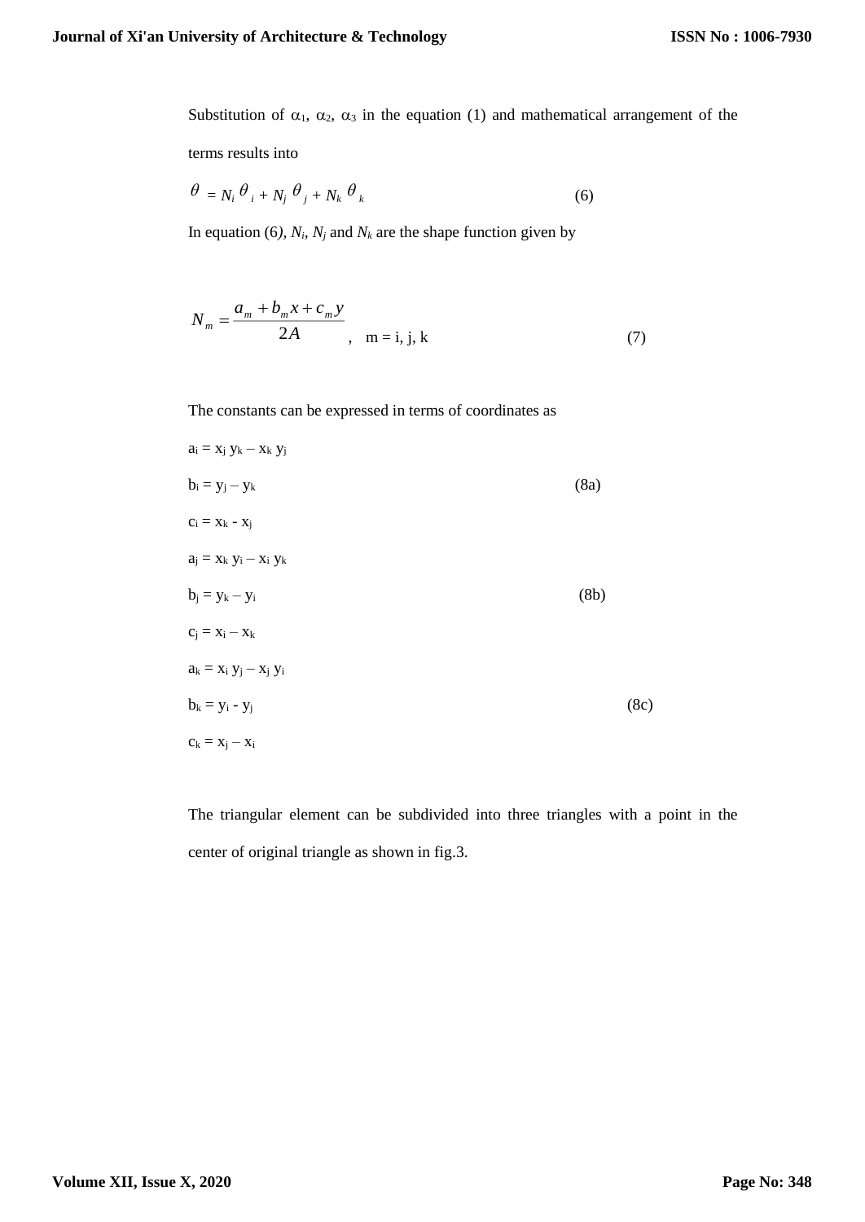Substitution of $\alpha_1$, $\alpha_2$, $\alpha_3$ in the equation (1) and mathematical arrangement of the terms results into

$$\theta = N_i \theta_i + N_j \theta_j + N_k \theta_k \qquad (6)$$

In equation (6), $N_i$, $N_j$ and $N_k$ are the shape function given by

$$N_m = \frac{a_m + b_m x + c_m y}{2A}, \quad m = i, j, k \qquad (7)$$

The constants can be expressed in terms of coordinates as

$$a_i = x_j y_k - x_k y_j$$

$$b_i = y_j - y_k \qquad (8a)$$

$$c_i = x_k - x_j$$

$$a_j = x_k y_i - x_i y_k$$

$$b_j = y_k - y_i \qquad (8b)$$

$$c_j = x_i - x_k$$

$$a_k = x_i y_j - x_j y_i$$

$$b_k = y_i - y_j \qquad (8c)$$

$$c_k = x_j - x_i$$

The triangular element can be subdivided into three triangles with a point in the center of original triangle as shown in fig.3.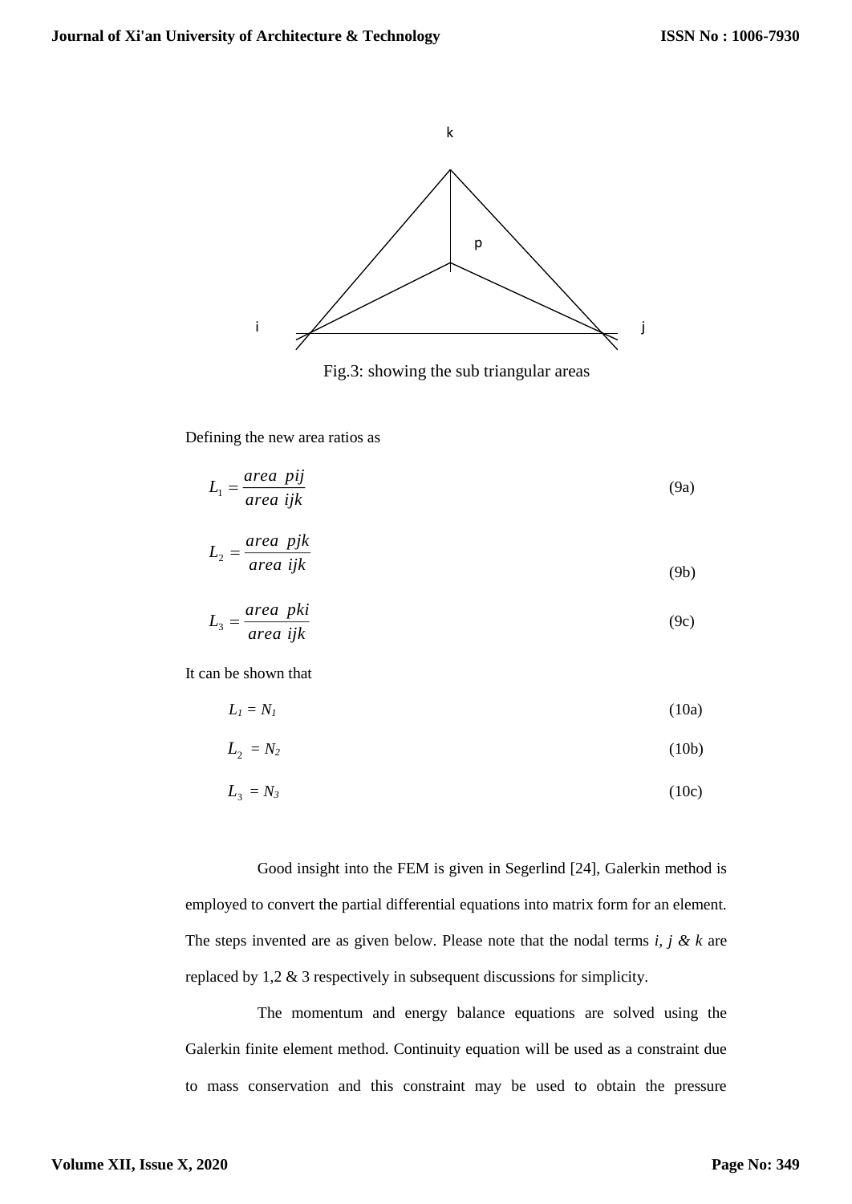Fig.3: showing the sub triangular areas

Defining the new area ratios as

$$L_1 = \frac{area\ \ pij}{area\ ijk} \tag{9a}$$

$$L_2 = \frac{area\ \ pjk}{area\ ijk} \tag{9b}$$

$$L_3 = \frac{area\ \ pki}{area\ ijk} \tag{9c}$$

It can be shown that

$$L_1 = N_1 \tag{10a}$$

$$L_2 = N_2 \tag{10b}$$

$$L_3 = N_3 \tag{10c}$$

Good insight into the FEM is given in Segerlind [24], Galerkin method is employed to convert the partial differential equations into matrix form for an element. The steps invented are as given below. Please note that the nodal terms *i, j & k* are replaced by 1,2 & 3 respectively in subsequent discussions for simplicity.

The momentum and energy balance equations are solved using the Galerkin finite element method. Continuity equation will be used as a constraint due to mass conservation and this constraint may be used to obtain the pressure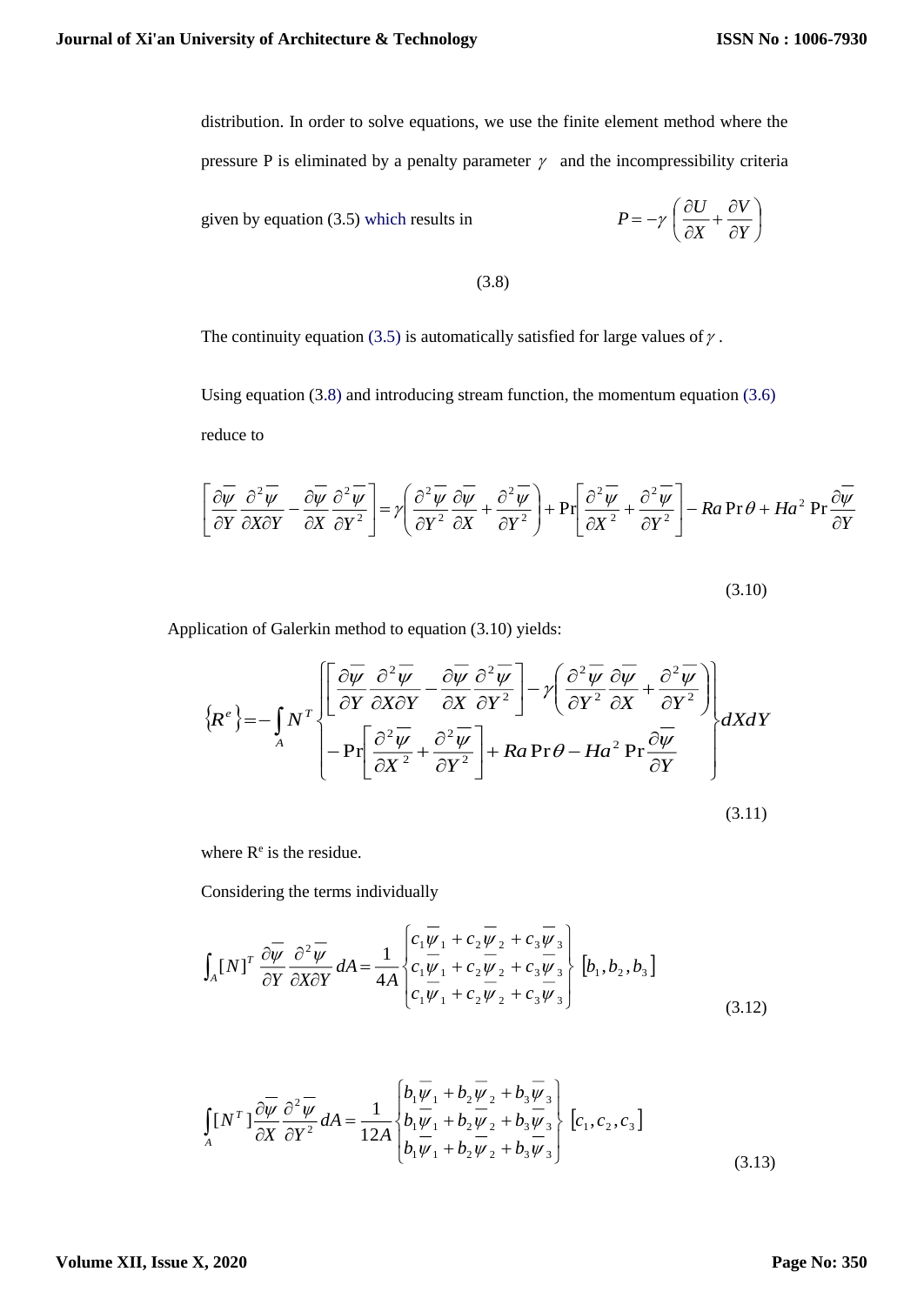distribution. In order to solve equations, we use the finite element method where the pressure P is eliminated by a penalty parameter $\gamma$ and the incompressibility criteria given by equation (3.5) which results in $P = -\gamma\left(\frac{\partial U}{\partial X} + \frac{\partial V}{\partial Y}\right)$

(3.8)

The continuity equation (3.5) is automatically satisfied for large values of $\gamma$.

Using equation (3.8) and introducing stream function, the momentum equation (3.6) reduce to

$$\left[\frac{\partial\overline{\psi}}{\partial Y}\frac{\partial^2\overline{\psi}}{\partial X\partial Y} - \frac{\partial\overline{\psi}}{\partial X}\frac{\partial^2\overline{\psi}}{\partial Y^2}\right] = \gamma\left(\frac{\partial^2\overline{\psi}}{\partial Y^2}\frac{\partial\overline{\psi}}{\partial X} + \frac{\partial^2\overline{\psi}}{\partial Y^2}\right) + \Pr\left[\frac{\partial^2\overline{\psi}}{\partial X^2} + \frac{\partial^2\overline{\psi}}{\partial Y^2}\right] - Ra\Pr\theta + Ha^2\Pr\frac{\partial\overline{\psi}}{\partial Y}$$

(3.10)

Application of Galerkin method to equation (3.10) yields:

$$\left\{R^e\right\} = -\int_A N^T\left\{\begin{matrix}\left[\frac{\partial\overline{\psi}}{\partial Y}\frac{\partial^2\overline{\psi}}{\partial X\partial Y} - \frac{\partial\overline{\psi}}{\partial X}\frac{\partial^2\overline{\psi}}{\partial Y^2}\right] - \gamma\left(\frac{\partial^2\overline{\psi}}{\partial Y^2}\frac{\partial\overline{\psi}}{\partial X} + \frac{\partial^2\overline{\psi}}{\partial Y^2}\right) \\ -\Pr\left[\frac{\partial^2\overline{\psi}}{\partial X^2} + \frac{\partial^2\overline{\psi}}{\partial Y^2}\right] + Ra\Pr\theta - Ha^2\Pr\frac{\partial\overline{\psi}}{\partial Y}\end{matrix}\right\}dXdY$$

(3.11)

where $R^e$ is the residue.

Considering the terms individually

$$\int_A [N]^T\frac{\partial\overline{\psi}}{\partial Y}\frac{\partial^2\overline{\psi}}{\partial X\partial Y}dA = \frac{1}{4A}\begin{Bmatrix}c_1\overline{\psi}_1 + c_2\overline{\psi}_2 + c_3\overline{\psi}_3 \\ c_1\overline{\psi}_1 + c_2\overline{\psi}_2 + c_3\overline{\psi}_3 \\ c_1\overline{\psi}_1 + c_2\overline{\psi}_2 + c_3\overline{\psi}_3\end{Bmatrix}\left[b_1, b_2, b_3\right]$$

(3.12)

$$\int_A [N^T]\frac{\partial\overline{\psi}}{\partial X}\frac{\partial^2\overline{\psi}}{\partial Y^2}dA = \frac{1}{12A}\begin{Bmatrix}b_1\overline{\psi}_1 + b_2\overline{\psi}_2 + b_3\overline{\psi}_3 \\ b_1\overline{\psi}_1 + b_2\overline{\psi}_2 + b_3\overline{\psi}_3 \\ b_1\overline{\psi}_1 + b_2\overline{\psi}_2 + b_3\overline{\psi}_3\end{Bmatrix}\left[c_1, c_2, c_3\right]$$

(3.13)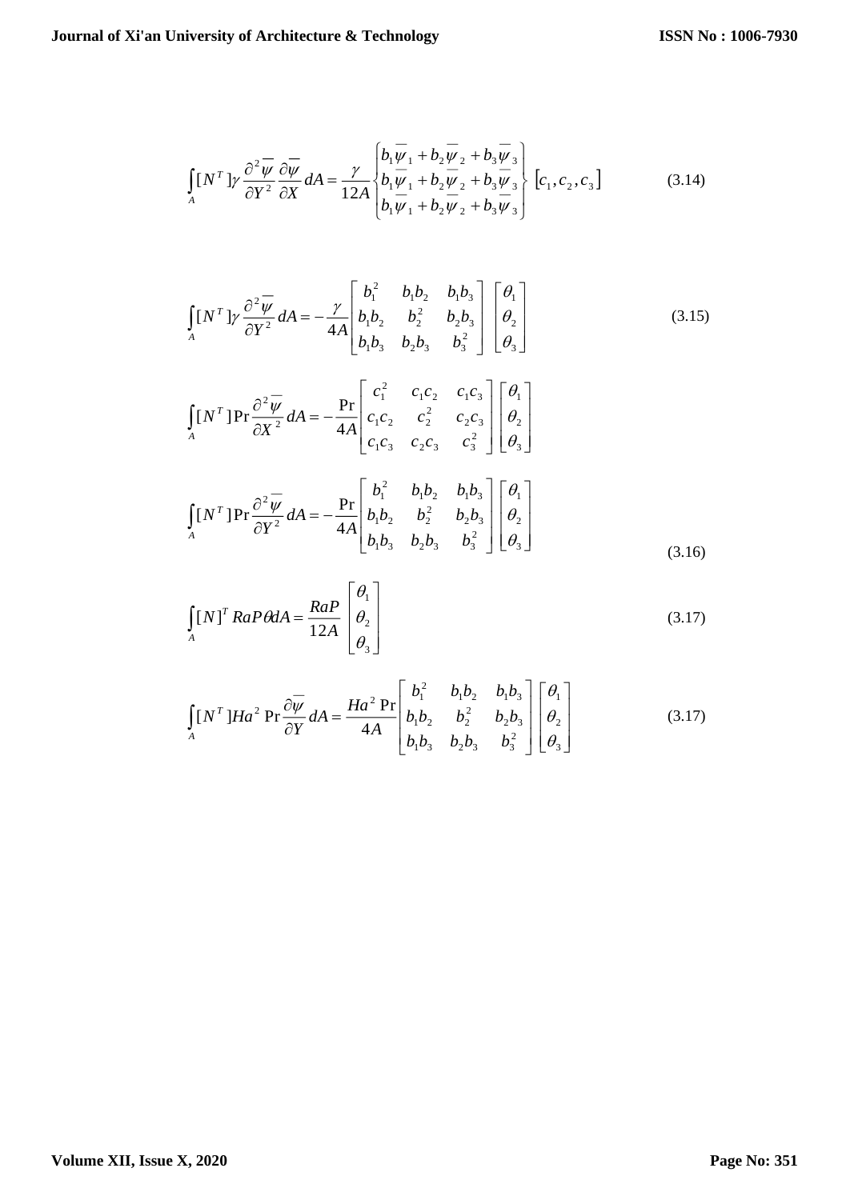$$\int_A [N^T]\gamma \frac{\partial^2 \overline{\psi}}{\partial Y^2}\frac{\partial \overline{\psi}}{\partial X} dA = \frac{\gamma}{12A}\begin{Bmatrix} b_1\overline{\psi}_1 + b_2\overline{\psi}_2 + b_3\overline{\psi}_3 \\ b_1\overline{\psi}_1 + b_2\overline{\psi}_2 + b_3\overline{\psi}_3 \\ b_1\overline{\psi}_1 + b_2\overline{\psi}_2 + b_3\overline{\psi}_3 \end{Bmatrix}\left[c_1, c_2, c_3\right] \tag{3.14}$$

$$\int_A [N^T]\gamma \frac{\partial^2 \overline{\psi}}{\partial Y^2} dA = -\frac{\gamma}{4A}\begin{bmatrix} b_1^2 & b_1b_2 & b_1b_3 \\ b_1b_2 & b_2^2 & b_2b_3 \\ b_1b_3 & b_2b_3 & b_3^2 \end{bmatrix}\begin{bmatrix} \theta_1 \\ \theta_2 \\ \theta_3 \end{bmatrix} \tag{3.15}$$

$$\int_A [N^T]\Pr \frac{\partial^2 \overline{\psi}}{\partial X^2} dA = -\frac{\Pr}{4A}\begin{bmatrix} c_1^2 & c_1c_2 & c_1c_3 \\ c_1c_2 & c_2^2 & c_2c_3 \\ c_1c_3 & c_2c_3 & c_3^2 \end{bmatrix}\begin{bmatrix} \theta_1 \\ \theta_2 \\ \theta_3 \end{bmatrix}$$

$$\int_A [N^T]\Pr \frac{\partial^2 \overline{\psi}}{\partial Y^2} dA = -\frac{\Pr}{4A}\begin{bmatrix} b_1^2 & b_1b_2 & b_1b_3 \\ b_1b_2 & b_2^2 & b_2b_3 \\ b_1b_3 & b_2b_3 & b_3^2 \end{bmatrix}\begin{bmatrix} \theta_1 \\ \theta_2 \\ \theta_3 \end{bmatrix} \tag{3.16}$$

$$\int_A [N]^T RaP\theta dA = \frac{RaP}{12A}\begin{bmatrix} \theta_1 \\ \theta_2 \\ \theta_3 \end{bmatrix} \tag{3.17}$$

$$\int_A [N^T]Ha^2 \Pr \frac{\partial \overline{\psi}}{\partial Y} dA = \frac{Ha^2 \Pr}{4A}\begin{bmatrix} b_1^2 & b_1b_2 & b_1b_3 \\ b_1b_2 & b_2^2 & b_2b_3 \\ b_1b_3 & b_2b_3 & b_3^2 \end{bmatrix}\begin{bmatrix} \theta_1 \\ \theta_2 \\ \theta_3 \end{bmatrix} \tag{3.17}$$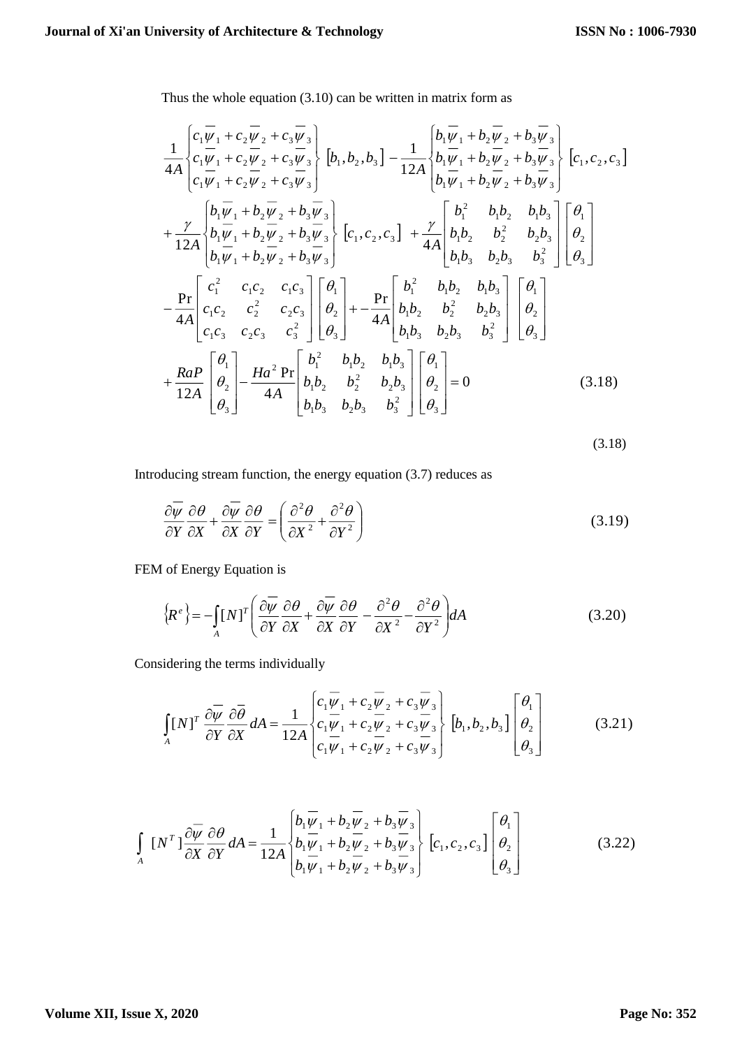Thus the whole equation (3.10) can be written in matrix form as

$$
\begin{aligned}
&\frac{1}{4A}\begin{Bmatrix} c_1\overline{\psi}_1 + c_2\overline{\psi}_2 + c_3\overline{\psi}_3 \\ c_1\overline{\psi}_1 + c_2\overline{\psi}_2 + c_3\overline{\psi}_3 \\ c_1\overline{\psi}_1 + c_2\overline{\psi}_2 + c_3\overline{\psi}_3 \end{Bmatrix} \left[b_1, b_2, b_3\right] - \frac{1}{12A}\begin{Bmatrix} b_1\overline{\psi}_1 + b_2\overline{\psi}_2 + b_3\overline{\psi}_3 \\ b_1\overline{\psi}_1 + b_2\overline{\psi}_2 + b_3\overline{\psi}_3 \\ b_1\overline{\psi}_1 + b_2\overline{\psi}_2 + b_3\overline{\psi}_3 \end{Bmatrix} \left[c_1, c_2, c_3\right] \\
&+ \frac{\gamma}{12A}\begin{Bmatrix} b_1\overline{\psi}_1 + b_2\overline{\psi}_2 + b_3\overline{\psi}_3 \\ b_1\overline{\psi}_1 + b_2\overline{\psi}_2 + b_3\overline{\psi}_3 \\ b_1\overline{\psi}_1 + b_2\overline{\psi}_2 + b_3\overline{\psi}_3 \end{Bmatrix} \left[c_1, c_2, c_3\right] + \frac{\gamma}{4A}\begin{bmatrix} b_1^2 & b_1b_2 & b_1b_3 \\ b_1b_2 & b_2^2 & b_2b_3 \\ b_1b_3 & b_2b_3 & b_3^2 \end{bmatrix}\begin{bmatrix} \theta_1 \\ \theta_2 \\ \theta_3 \end{bmatrix} \\
&- \frac{\Pr}{4A}\begin{bmatrix} c_1^2 & c_1c_2 & c_1c_3 \\ c_1c_2 & c_2^2 & c_2c_3 \\ c_1c_3 & c_2c_3 & c_3^2 \end{bmatrix}\begin{bmatrix} \theta_1 \\ \theta_2 \\ \theta_3 \end{bmatrix} + -\frac{\Pr}{4A}\begin{bmatrix} b_1^2 & b_1b_2 & b_1b_3 \\ b_1b_2 & b_2^2 & b_2b_3 \\ b_1b_3 & b_2b_3 & b_3^2 \end{bmatrix}\begin{bmatrix} \theta_1 \\ \theta_2 \\ \theta_3 \end{bmatrix} \\
&+ \frac{RaP}{12A}\begin{bmatrix} \theta_1 \\ \theta_2 \\ \theta_3 \end{bmatrix} - \frac{Ha^2 \Pr}{4A}\begin{bmatrix} b_1^2 & b_1b_2 & b_1b_3 \\ b_1b_2 & b_2^2 & b_2b_3 \\ b_1b_3 & b_2b_3 & b_3^2 \end{bmatrix}\begin{bmatrix} \theta_1 \\ \theta_2 \\ \theta_3 \end{bmatrix} = 0 \qquad (3.18)
\end{aligned}
$$

(3.18)

Introducing stream function, the energy equation (3.7) reduces as

$$
\frac{\partial\overline{\psi}}{\partial Y}\frac{\partial\theta}{\partial X} + \frac{\partial\overline{\psi}}{\partial X}\frac{\partial\theta}{\partial Y} = \left(\frac{\partial^2\theta}{\partial X^2} + \frac{\partial^2\theta}{\partial Y^2}\right) \qquad (3.19)
$$

FEM of Energy Equation is

$$
\left\{R^e\right\} = -\int_A [N]^T \left(\frac{\partial\overline{\psi}}{\partial Y}\frac{\partial\theta}{\partial X} + \frac{\partial\overline{\psi}}{\partial X}\frac{\partial\theta}{\partial Y} - \frac{\partial^2\theta}{\partial X^2} - \frac{\partial^2\theta}{\partial Y^2}\right) dA \qquad (3.20)
$$

Considering the terms individually

$$
\int_A [N]^T \frac{\partial\overline{\psi}}{\partial Y}\frac{\partial\overline{\theta}}{\partial X} dA = \frac{1}{12A}\begin{Bmatrix} c_1\overline{\psi}_1 + c_2\overline{\psi}_2 + c_3\overline{\psi}_3 \\ c_1\overline{\psi}_1 + c_2\overline{\psi}_2 + c_3\overline{\psi}_3 \\ c_1\overline{\psi}_1 + c_2\overline{\psi}_2 + c_3\overline{\psi}_3 \end{Bmatrix} \left[b_1, b_2, b_3\right] \begin{bmatrix} \theta_1 \\ \theta_2 \\ \theta_3 \end{bmatrix} \qquad (3.21)
$$

$$
\int_A [N^T] \frac{\partial\overline{\psi}}{\partial X}\frac{\partial\theta}{\partial Y} dA = \frac{1}{12A}\begin{Bmatrix} b_1\overline{\psi}_1 + b_2\overline{\psi}_2 + b_3\overline{\psi}_3 \\ b_1\overline{\psi}_1 + b_2\overline{\psi}_2 + b_3\overline{\psi}_3 \\ b_1\overline{\psi}_1 + b_2\overline{\psi}_2 + b_3\overline{\psi}_3 \end{Bmatrix} \left[c_1, c_2, c_3\right] \begin{bmatrix} \theta_1 \\ \theta_2 \\ \theta_3 \end{bmatrix} \qquad (3.22)
$$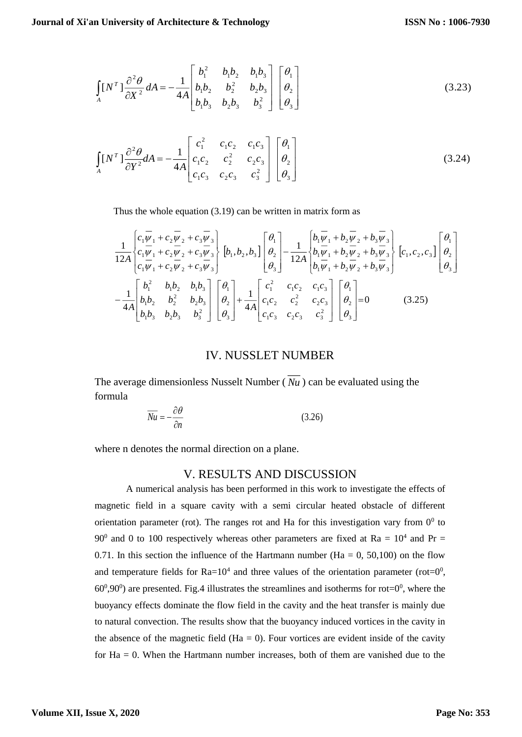$$\int_A [N^T]\frac{\partial^2\theta}{\partial X^2}\,dA = -\frac{1}{4A}\begin{bmatrix} b_1^2 & b_1b_2 & b_1b_3 \\ b_1b_2 & b_2^2 & b_2b_3 \\ b_1b_3 & b_2b_3 & b_3^2 \end{bmatrix}\begin{bmatrix}\theta_1\\ \theta_2\\ \theta_3\end{bmatrix} \tag{3.23}$$

$$\int_A [N^T]\frac{\partial^2\theta}{\partial Y^2}dA = -\frac{1}{4A}\begin{bmatrix} c_1^2 & c_1c_2 & c_1c_3 \\ c_1c_2 & c_2^2 & c_2c_3 \\ c_1c_3 & c_2c_3 & c_3^2 \end{bmatrix}\begin{bmatrix}\theta_1\\ \theta_2\\ \theta_3\end{bmatrix} \tag{3.24}$$

Thus the whole equation (3.19) can be written in matrix form as

$$\frac{1}{12A}\begin{Bmatrix} c_1\overline{\psi}_1 + c_2\overline{\psi}_2 + c_3\overline{\psi}_3 \\ c_1\overline{\psi}_1 + c_2\overline{\psi}_2 + c_3\overline{\psi}_3 \\ c_1\overline{\psi}_1 + c_2\overline{\psi}_2 + c_3\overline{\psi}_3 \end{Bmatrix}\left[b_1, b_2, b_3\right]\begin{bmatrix}\theta_1\\ \theta_2\\ \theta_3\end{bmatrix} - \frac{1}{12A}\begin{Bmatrix} b_1\overline{\psi}_1 + b_2\overline{\psi}_2 + b_3\overline{\psi}_3 \\ b_1\overline{\psi}_1 + b_2\overline{\psi}_2 + b_3\overline{\psi}_3 \\ b_1\overline{\psi}_1 + b_2\overline{\psi}_2 + b_3\overline{\psi}_3 \end{Bmatrix}\left[c_1, c_2, c_3\right]\begin{bmatrix}\theta_1\\ \theta_2\\ \theta_3\end{bmatrix}$$

$$-\frac{1}{4A}\begin{bmatrix} b_1^2 & b_1b_2 & b_1b_3 \\ b_1b_2 & b_2^2 & b_2b_3 \\ b_1b_3 & b_2b_3 & b_3^2 \end{bmatrix}\begin{bmatrix}\theta_1\\ \theta_2\\ \theta_3\end{bmatrix} + \frac{1}{4A}\begin{bmatrix} c_1^2 & c_1c_2 & c_1c_3 \\ c_1c_2 & c_2^2 & c_2c_3 \\ c_1c_3 & c_2c_3 & c_3^2 \end{bmatrix}\begin{bmatrix}\theta_1\\ \theta_2\\ \theta_3\end{bmatrix} = 0 \tag{3.25}$$

## IV. NUSSLET NUMBER

The average dimensionless Nusselt Number ( $\overline{Nu}$ ) can be evaluated using the formula

$$\overline{Nu} = -\frac{\partial\theta}{\partial n} \tag{3.26}$$

where n denotes the normal direction on a plane.

## V. RESULTS AND DISCUSSION

A numerical analysis has been performed in this work to investigate the effects of magnetic field in a square cavity with a semi circular heated obstacle of different orientation parameter (rot). The ranges rot and Ha for this investigation vary from $0^0$ to $90^0$ and 0 to 100 respectively whereas other parameters are fixed at Ra = $10^4$ and Pr = 0.71. In this section the influence of the Hartmann number (Ha = 0, 50,100) on the flow and temperature fields for Ra=$10^4$ and three values of the orientation parameter (rot=$0^0$, $60^0$,$90^0$) are presented. Fig.4 illustrates the streamlines and isotherms for rot=$0^0$, where the buoyancy effects dominate the flow field in the cavity and the heat transfer is mainly due to natural convection. The results show that the buoyancy induced vortices in the cavity in the absence of the magnetic field (Ha = 0). Four vortices are evident inside of the cavity for Ha = 0. When the Hartmann number increases, both of them are vanished due to the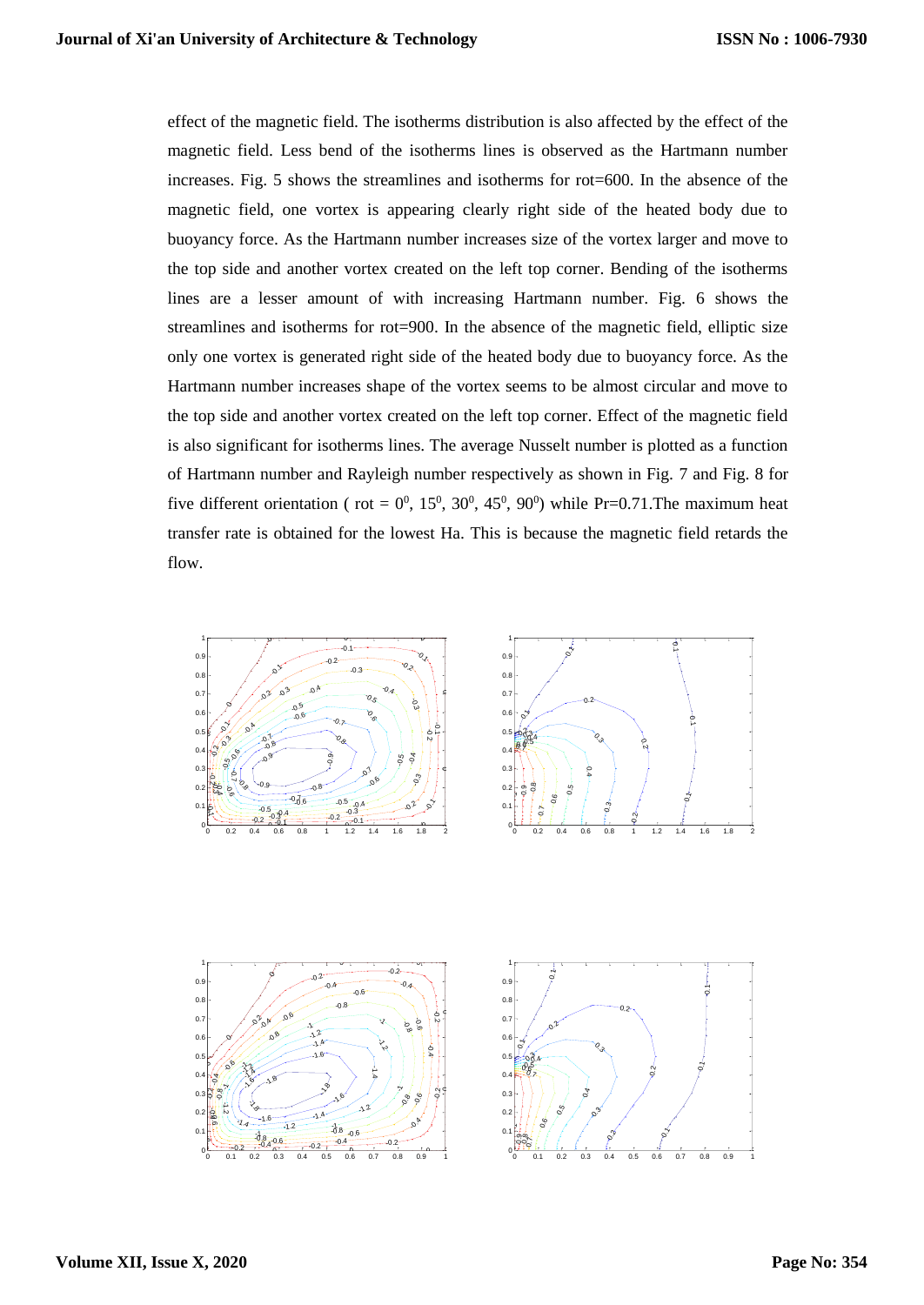effect of the magnetic field. The isotherms distribution is also affected by the effect of the magnetic field. Less bend of the isotherms lines is observed as the Hartmann number increases. Fig. 5 shows the streamlines and isotherms for rot=600. In the absence of the magnetic field, one vortex is appearing clearly right side of the heated body due to buoyancy force. As the Hartmann number increases size of the vortex larger and move to the top side and another vortex created on the left top corner. Bending of the isotherms lines are a lesser amount of with increasing Hartmann number. Fig. 6 shows the streamlines and isotherms for rot=900. In the absence of the magnetic field, elliptic size only one vortex is generated right side of the heated body due to buoyancy force. As the Hartmann number increases shape of the vortex seems to be almost circular and move to the top side and another vortex created on the left top corner. Effect of the magnetic field is also significant for isotherms lines. The average Nusselt number is plotted as a function of Hartmann number and Rayleigh number respectively as shown in Fig. 7 and Fig. 8 for five different orientation ( rot = $0^0$, $15^0$, $30^0$, $45^0$, $90^0$) while Pr=0.71.The maximum heat transfer rate is obtained for the lowest Ha. This is because the magnetic field retards the flow.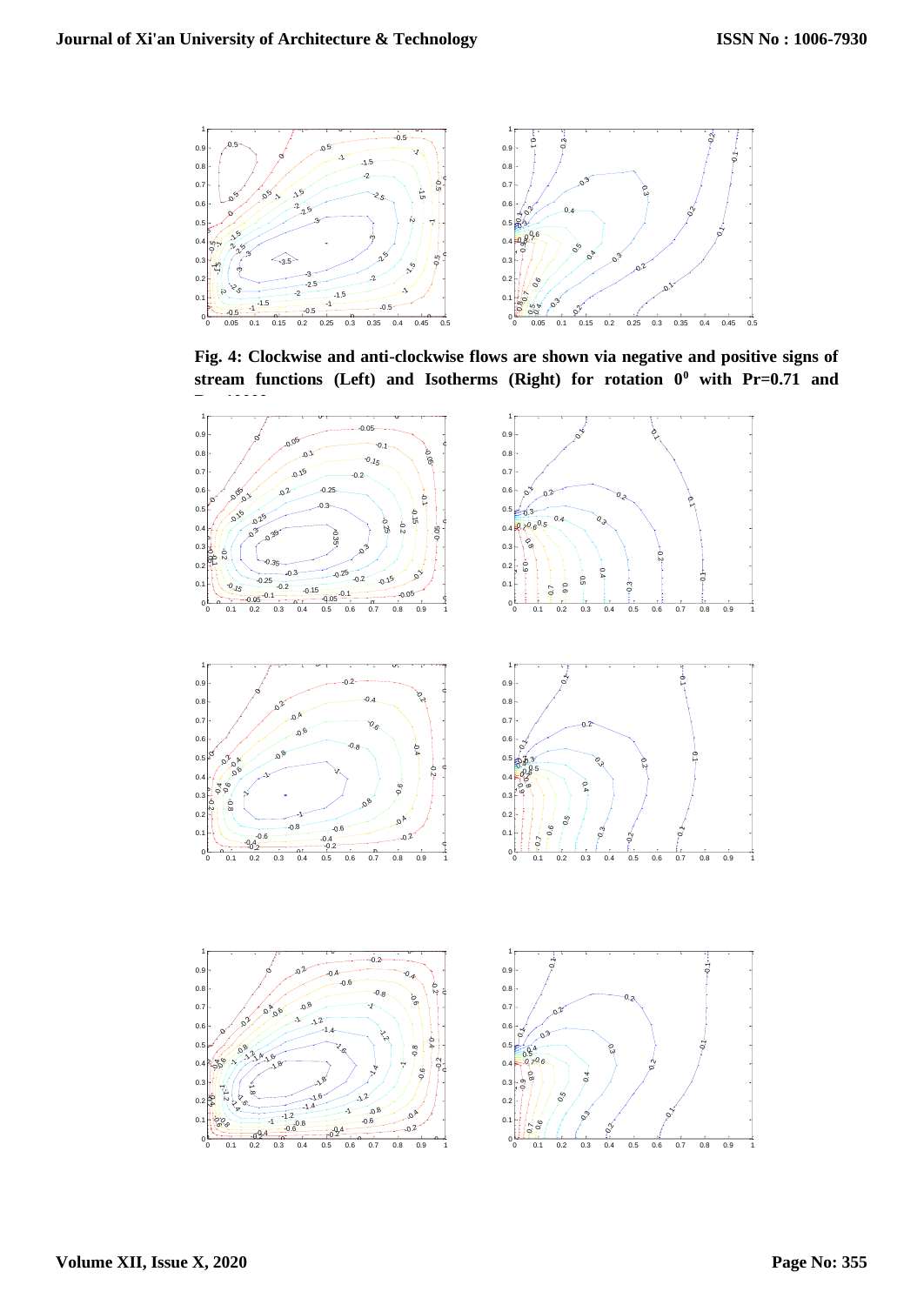**Fig. 4: Clockwise and anti-clockwise flows are shown via negative and positive signs of stream functions (Left) and Isotherms (Right) for rotation $0^0$ with Pr=0.71 and**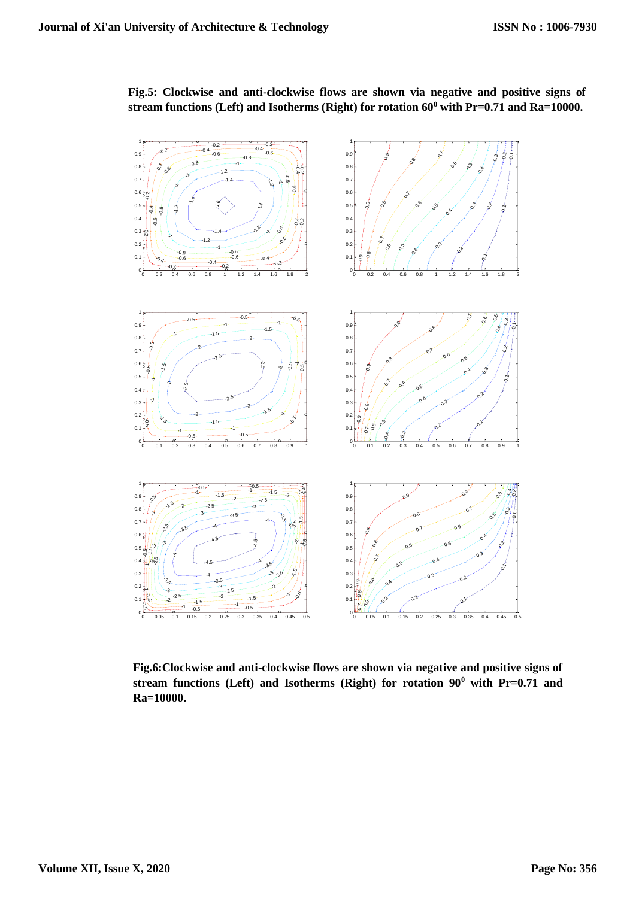**Fig.5: Clockwise and anti-clockwise flows are shown via negative and positive signs of stream functions (Left) and Isotherms (Right) for rotation $60^0$ with Pr=0.71 and Ra=10000.**

**Fig.6: Clockwise and anti-clockwise flows are shown via negative and positive signs of stream functions (Left) and Isotherms (Right) for rotation $90^0$ with Pr=0.71 and Ra=10000.**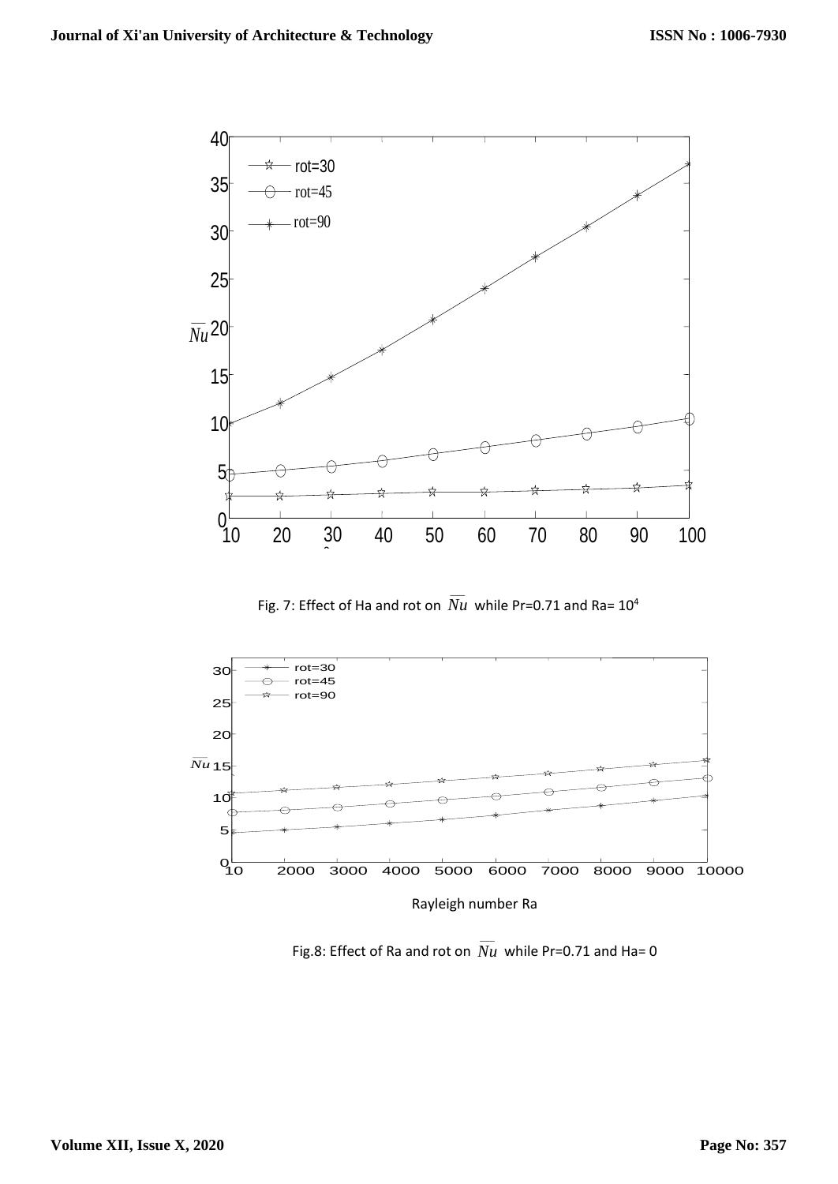Fig. 7: Effect of Ha and rot on $\overline{Nu}$ while Pr=0.71 and Ra= $10^4$

Rayleigh number Ra

Fig.8: Effect of Ra and rot on $\overline{Nu}$ while Pr=0.71 and Ha= 0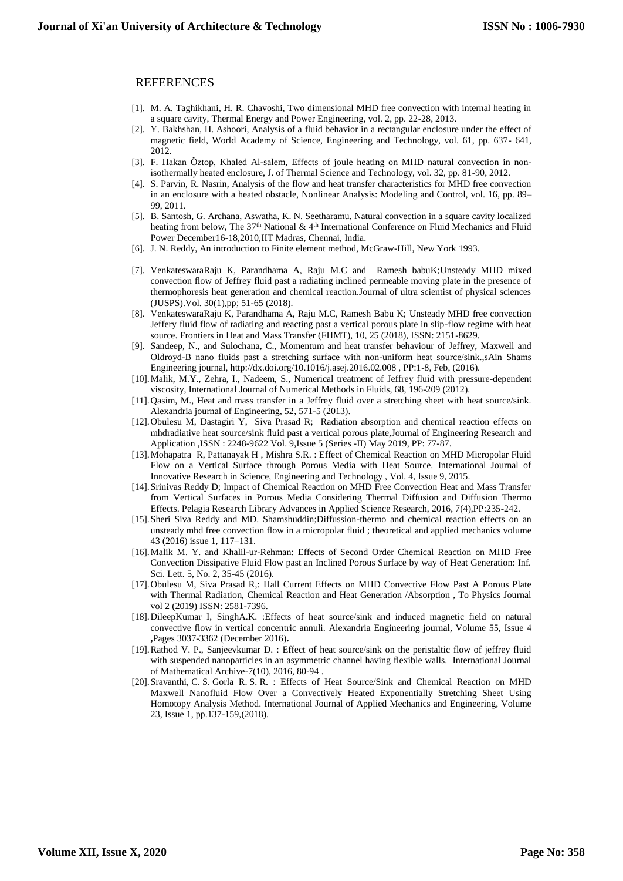## REFERENCES

[1]. M. A. Taghikhani, H. R. Chavoshi, Two dimensional MHD free convection with internal heating in a square cavity, Thermal Energy and Power Engineering, vol. 2, pp. 22-28, 2013.

[2]. Y. Bakhshan, H. Ashoori, Analysis of a fluid behavior in a rectangular enclosure under the effect of magnetic field, World Academy of Science, Engineering and Technology, vol. 61, pp. 637- 641, 2012.

[3]. F. Hakan Öztop, Khaled Al-salem, Effects of joule heating on MHD natural convection in non-isothermally heated enclosure, J. of Thermal Science and Technology, vol. 32, pp. 81-90, 2012.

[4]. S. Parvin, R. Nasrin, Analysis of the flow and heat transfer characteristics for MHD free convection in an enclosure with a heated obstacle, Nonlinear Analysis: Modeling and Control, vol. 16, pp. 89–99, 2011.

[5]. B. Santosh, G. Archana, Aswatha, K. N. Seetharamu, Natural convection in a square cavity localized heating from below, The 37th National & 4th International Conference on Fluid Mechanics and Fluid Power December16-18,2010,IIT Madras, Chennai, India.

[6]. J. N. Reddy, An introduction to Finite element method, McGraw-Hill, New York 1993.

[7]. VenkateswaraRaju K, Parandhama A, Raju M.C and Ramesh babuK;Unsteady MHD mixed convection flow of Jeffrey fluid past a radiating inclined permeable moving plate in the presence of thermophoresis heat generation and chemical reaction.Journal of ultra scientist of physical sciences (JUSPS).Vol. 30(1),pp; 51-65 (2018).

[8]. VenkateswaraRaju K, Parandhama A, Raju M.C, Ramesh Babu K; Unsteady MHD free convection Jeffery fluid flow of radiating and reacting past a vertical porous plate in slip-flow regime with heat source. Frontiers in Heat and Mass Transfer (FHMT), 10, 25 (2018), ISSN: 2151-8629.

[9]. Sandeep, N., and Sulochana, C., Momentum and heat transfer behaviour of Jeffrey, Maxwell and Oldroyd-B nano fluids past a stretching surface with non-uniform heat source/sink.,sAin Shams Engineering journal, http://dx.doi.org/10.1016/j.asej.2016.02.008 , PP:1-8, Feb, (2016).

[10]. Malik, M.Y., Zehra, I., Nadeem, S., Numerical treatment of Jeffrey fluid with pressure-dependent viscosity, International Journal of Numerical Methods in Fluids, 68, 196-209 (2012).

[11]. Qasim, M., Heat and mass transfer in a Jeffrey fluid over a stretching sheet with heat source/sink. Alexandria journal of Engineering, 52, 571-5 (2013).

[12]. Obulesu M, Dastagiri Y, Siva Prasad R; Radiation absorption and chemical reaction effects on mhdradiative heat source/sink fluid past a vertical porous plate,Journal of Engineering Research and Application ,ISSN : 2248-9622 Vol. 9,Issue 5 (Series -II) May 2019, PP: 77-87.

[13]. Mohapatra R, Pattanayak H , Mishra S.R. : Effect of Chemical Reaction on MHD Micropolar Fluid Flow on a Vertical Surface through Porous Media with Heat Source. International Journal of Innovative Research in Science, Engineering and Technology , Vol. 4, Issue 9, 2015.

[14]. Srinivas Reddy D; Impact of Chemical Reaction on MHD Free Convection Heat and Mass Transfer from Vertical Surfaces in Porous Media Considering Thermal Diffusion and Diffusion Thermo Effects. Pelagia Research Library Advances in Applied Science Research, 2016, 7(4),PP:235-242.

[15]. Sheri Siva Reddy and MD. Shamshuddin;Diffussion-thermo and chemical reaction effects on an unsteady mhd free convection flow in a micropolar fluid ; theoretical and applied mechanics volume 43 (2016) issue 1, 117–131.

[16]. Malik M. Y. and Khalil-ur-Rehman: Effects of Second Order Chemical Reaction on MHD Free Convection Dissipative Fluid Flow past an Inclined Porous Surface by way of Heat Generation: Inf. Sci. Lett. 5, No. 2, 35-45 (2016).

[17]. Obulesu M, Siva Prasad R,: Hall Current Effects on MHD Convective Flow Past A Porous Plate with Thermal Radiation, Chemical Reaction and Heat Generation /Absorption , To Physics Journal vol 2 (2019) ISSN: 2581-7396.

[18]. DileepKumar I, SinghA.K. :Effects of heat source/sink and induced magnetic field on natural convective flow in vertical concentric annuli. Alexandria Engineering journal, Volume 55, Issue 4 **,**Pages 3037-3362 (December 2016)**.**

[19]. Rathod V. P., Sanjeevkumar D. : Effect of heat source/sink on the peristaltic flow of jeffrey fluid with suspended nanoparticles in an asymmetric channel having flexible walls. International Journal of Mathematical Archive-7(10), 2016, 80-94 .

[20]. Sravanthi, C. S. Gorla R. S. R. : Effects of Heat Source/Sink and Chemical Reaction on MHD Maxwell Nanofluid Flow Over a Convectively Heated Exponentially Stretching Sheet Using Homotopy Analysis Method. International Journal of Applied Mechanics and Engineering, Volume 23, Issue 1, pp.137-159,(2018).